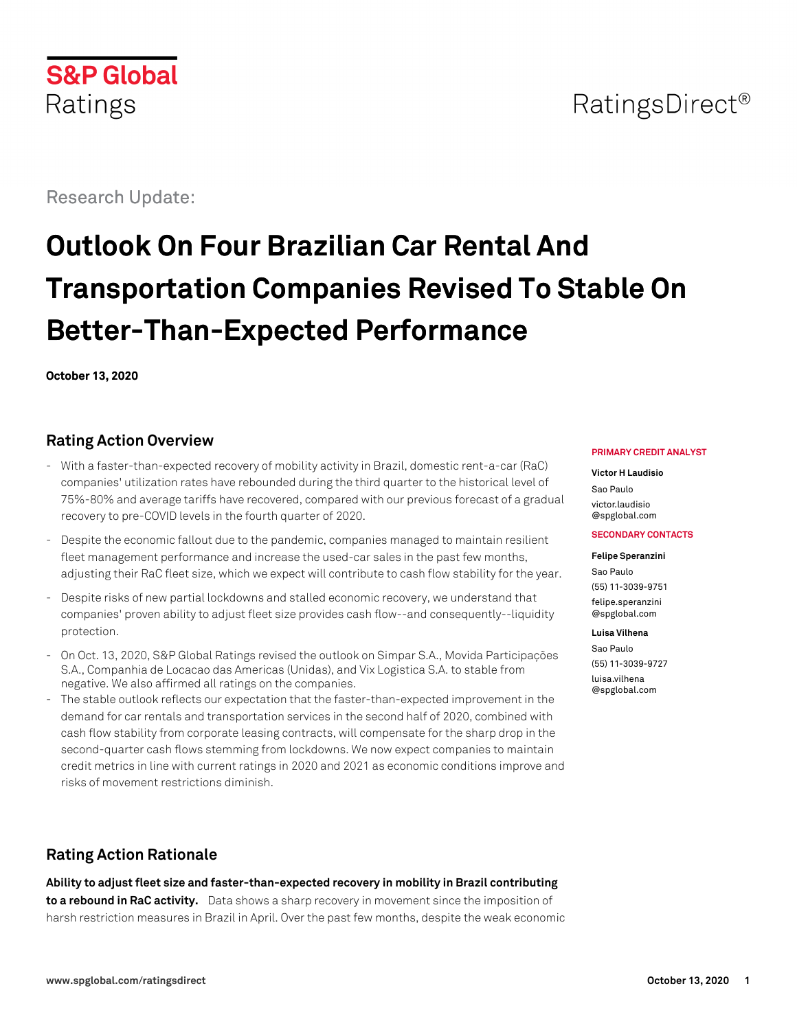S&P Global Ratings

RatingsDirect®

Research Update:

# Outlook On Four Brazilian Car Rental And Transportation Companies Revised To Stable On Better-Than-Expected Performance

**October 13, 2020**

**PRIMARY CREDIT ANALYST**

**Victor H Laudisio**
Sao Paulo
victor.laudisio@spglobal.com

**SECONDARY CONTACTS**

**Felipe Speranzini**
Sao Paulo
(55) 11-3039-9751
felipe.speranzini@spglobal.com

**Luisa Vilhena**
Sao Paulo
(55) 11-3039-9727
luisa.vilhena@spglobal.com

## Rating Action Overview

- With a faster-than-expected recovery of mobility activity in Brazil, domestic rent-a-car (RaC) companies' utilization rates have rebounded during the third quarter to the historical level of 75%-80% and average tariffs have recovered, compared with our previous forecast of a gradual recovery to pre-COVID levels in the fourth quarter of 2020.
- Despite the economic fallout due to the pandemic, companies managed to maintain resilient fleet management performance and increase the used-car sales in the past few months, adjusting their RaC fleet size, which we expect will contribute to cash flow stability for the year.
- Despite risks of new partial lockdowns and stalled economic recovery, we understand that companies' proven ability to adjust fleet size provides cash flow--and consequently--liquidity protection.
- On Oct. 13, 2020, S&P Global Ratings revised the outlook on Simpar S.A., Movida Participações S.A., Companhia de Locacao das Americas (Unidas), and Vix Logistica S.A. to stable from negative. We also affirmed all ratings on the companies.
- The stable outlook reflects our expectation that the faster-than-expected improvement in the demand for car rentals and transportation services in the second half of 2020, combined with cash flow stability from corporate leasing contracts, will compensate for the sharp drop in the second-quarter cash flows stemming from lockdowns. We now expect companies to maintain credit metrics in line with current ratings in 2020 and 2021 as economic conditions improve and risks of movement restrictions diminish.

## Rating Action Rationale

**Ability to adjust fleet size and faster-than-expected recovery in mobility in Brazil contributing to a rebound in RaC activity.** Data shows a sharp recovery in movement since the imposition of harsh restriction measures in Brazil in April. Over the past few months, despite the weak economic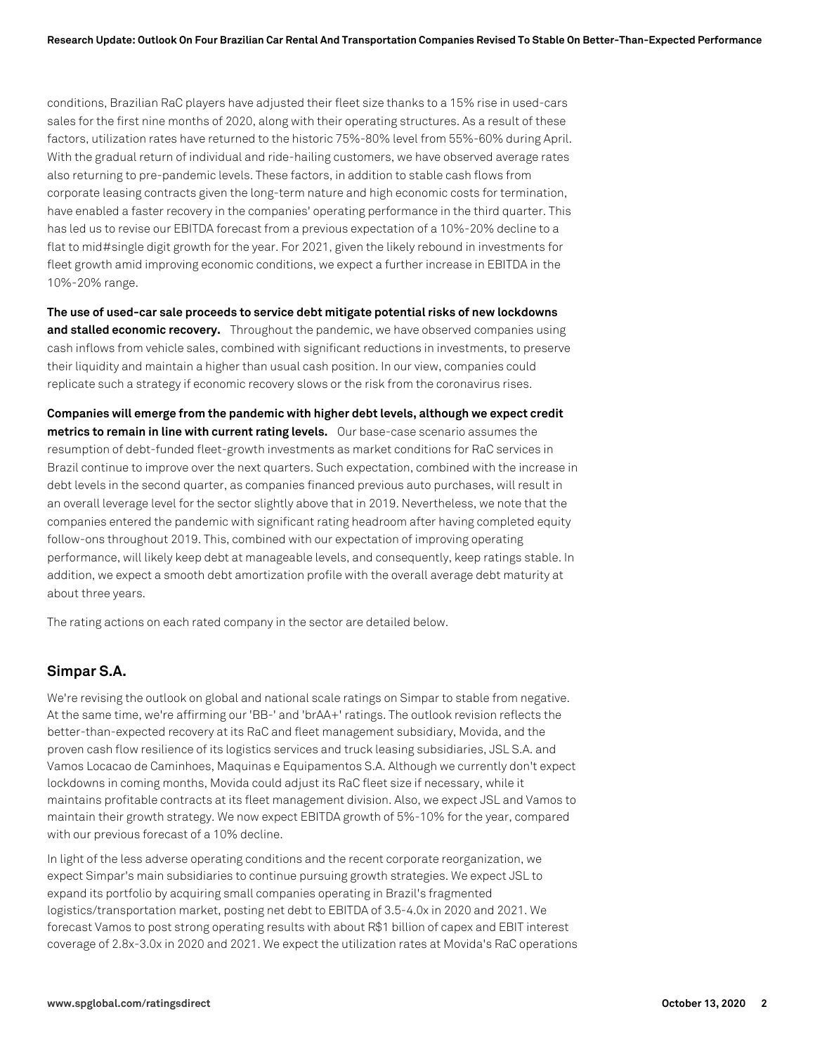conditions, Brazilian RaC players have adjusted their fleet size thanks to a 15% rise in used-cars sales for the first nine months of 2020, along with their operating structures. As a result of these factors, utilization rates have returned to the historic 75%-80% level from 55%-60% during April. With the gradual return of individual and ride-hailing customers, we have observed average rates also returning to pre-pandemic levels. These factors, in addition to stable cash flows from corporate leasing contracts given the long-term nature and high economic costs for termination, have enabled a faster recovery in the companies' operating performance in the third quarter. This has led us to revise our EBITDA forecast from a previous expectation of a 10%-20% decline to a flat to mid#single digit growth for the year. For 2021, given the likely rebound in investments for fleet growth amid improving economic conditions, we expect a further increase in EBITDA in the 10%-20% range.

**The use of used-car sale proceeds to service debt mitigate potential risks of new lockdowns and stalled economic recovery.** Throughout the pandemic, we have observed companies using cash inflows from vehicle sales, combined with significant reductions in investments, to preserve their liquidity and maintain a higher than usual cash position. In our view, companies could replicate such a strategy if economic recovery slows or the risk from the coronavirus rises.

**Companies will emerge from the pandemic with higher debt levels, although we expect credit metrics to remain in line with current rating levels.** Our base-case scenario assumes the resumption of debt-funded fleet-growth investments as market conditions for RaC services in Brazil continue to improve over the next quarters. Such expectation, combined with the increase in debt levels in the second quarter, as companies financed previous auto purchases, will result in an overall leverage level for the sector slightly above that in 2019. Nevertheless, we note that the companies entered the pandemic with significant rating headroom after having completed equity follow-ons throughout 2019. This, combined with our expectation of improving operating performance, will likely keep debt at manageable levels, and consequently, keep ratings stable. In addition, we expect a smooth debt amortization profile with the overall average debt maturity at about three years.

The rating actions on each rated company in the sector are detailed below.

## Simpar S.A.

We're revising the outlook on global and national scale ratings on Simpar to stable from negative. At the same time, we're affirming our 'BB-' and 'brAA+' ratings. The outlook revision reflects the better-than-expected recovery at its RaC and fleet management subsidiary, Movida, and the proven cash flow resilience of its logistics services and truck leasing subsidiaries, JSL S.A. and Vamos Locacao de Caminhoes, Maquinas e Equipamentos S.A. Although we currently don't expect lockdowns in coming months, Movida could adjust its RaC fleet size if necessary, while it maintains profitable contracts at its fleet management division. Also, we expect JSL and Vamos to maintain their growth strategy. We now expect EBITDA growth of 5%-10% for the year, compared with our previous forecast of a 10% decline.

In light of the less adverse operating conditions and the recent corporate reorganization, we expect Simpar's main subsidiaries to continue pursuing growth strategies. We expect JSL to expand its portfolio by acquiring small companies operating in Brazil's fragmented logistics/transportation market, posting net debt to EBITDA of 3.5-4.0x in 2020 and 2021. We forecast Vamos to post strong operating results with about R$1 billion of capex and EBIT interest coverage of 2.8x-3.0x in 2020 and 2021. We expect the utilization rates at Movida's RaC operations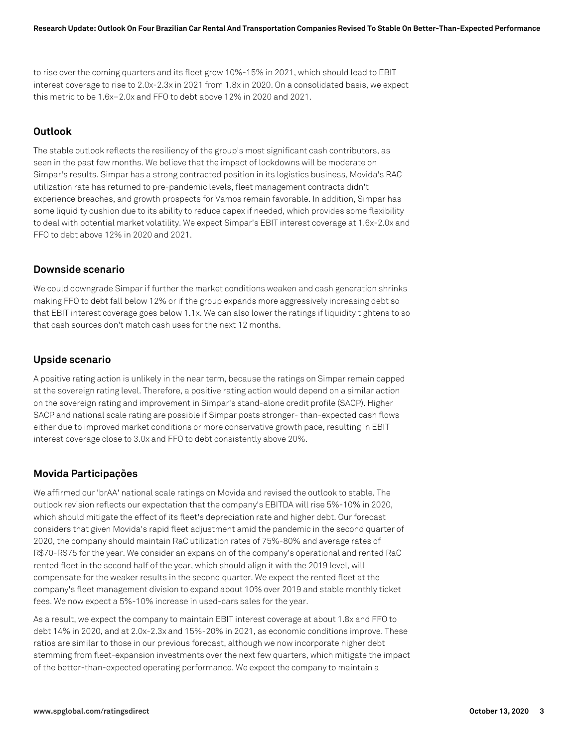to rise over the coming quarters and its fleet grow 10%-15% in 2021, which should lead to EBIT interest coverage to rise to 2.0x-2.3x in 2021 from 1.8x in 2020. On a consolidated basis, we expect this metric to be 1.6x–2.0x and FFO to debt above 12% in 2020 and 2021.

## Outlook

The stable outlook reflects the resiliency of the group's most significant cash contributors, as seen in the past few months. We believe that the impact of lockdowns will be moderate on Simpar's results. Simpar has a strong contracted position in its logistics business, Movida's RAC utilization rate has returned to pre-pandemic levels, fleet management contracts didn't experience breaches, and growth prospects for Vamos remain favorable. In addition, Simpar has some liquidity cushion due to its ability to reduce capex if needed, which provides some flexibility to deal with potential market volatility. We expect Simpar's EBIT interest coverage at 1.6x-2.0x and FFO to debt above 12% in 2020 and 2021.

## Downside scenario

We could downgrade Simpar if further the market conditions weaken and cash generation shrinks making FFO to debt fall below 12% or if the group expands more aggressively increasing debt so that EBIT interest coverage goes below 1.1x. We can also lower the ratings if liquidity tightens to so that cash sources don't match cash uses for the next 12 months.

## Upside scenario

A positive rating action is unlikely in the near term, because the ratings on Simpar remain capped at the sovereign rating level. Therefore, a positive rating action would depend on a similar action on the sovereign rating and improvement in Simpar's stand-alone credit profile (SACP). Higher SACP and national scale rating are possible if Simpar posts stronger- than-expected cash flows either due to improved market conditions or more conservative growth pace, resulting in EBIT interest coverage close to 3.0x and FFO to debt consistently above 20%.

## Movida Participações

We affirmed our 'brAA' national scale ratings on Movida and revised the outlook to stable. The outlook revision reflects our expectation that the company's EBITDA will rise 5%-10% in 2020, which should mitigate the effect of its fleet's depreciation rate and higher debt. Our forecast considers that given Movida's rapid fleet adjustment amid the pandemic in the second quarter of 2020, the company should maintain RaC utilization rates of 75%-80% and average rates of R$70-R$75 for the year. We consider an expansion of the company's operational and rented RaC rented fleet in the second half of the year, which should align it with the 2019 level, will compensate for the weaker results in the second quarter. We expect the rented fleet at the company's fleet management division to expand about 10% over 2019 and stable monthly ticket fees. We now expect a 5%-10% increase in used-cars sales for the year.

As a result, we expect the company to maintain EBIT interest coverage at about 1.8x and FFO to debt 14% in 2020, and at 2.0x-2.3x and 15%-20% in 2021, as economic conditions improve. These ratios are similar to those in our previous forecast, although we now incorporate higher debt stemming from fleet-expansion investments over the next few quarters, which mitigate the impact of the better-than-expected operating performance. We expect the company to maintain a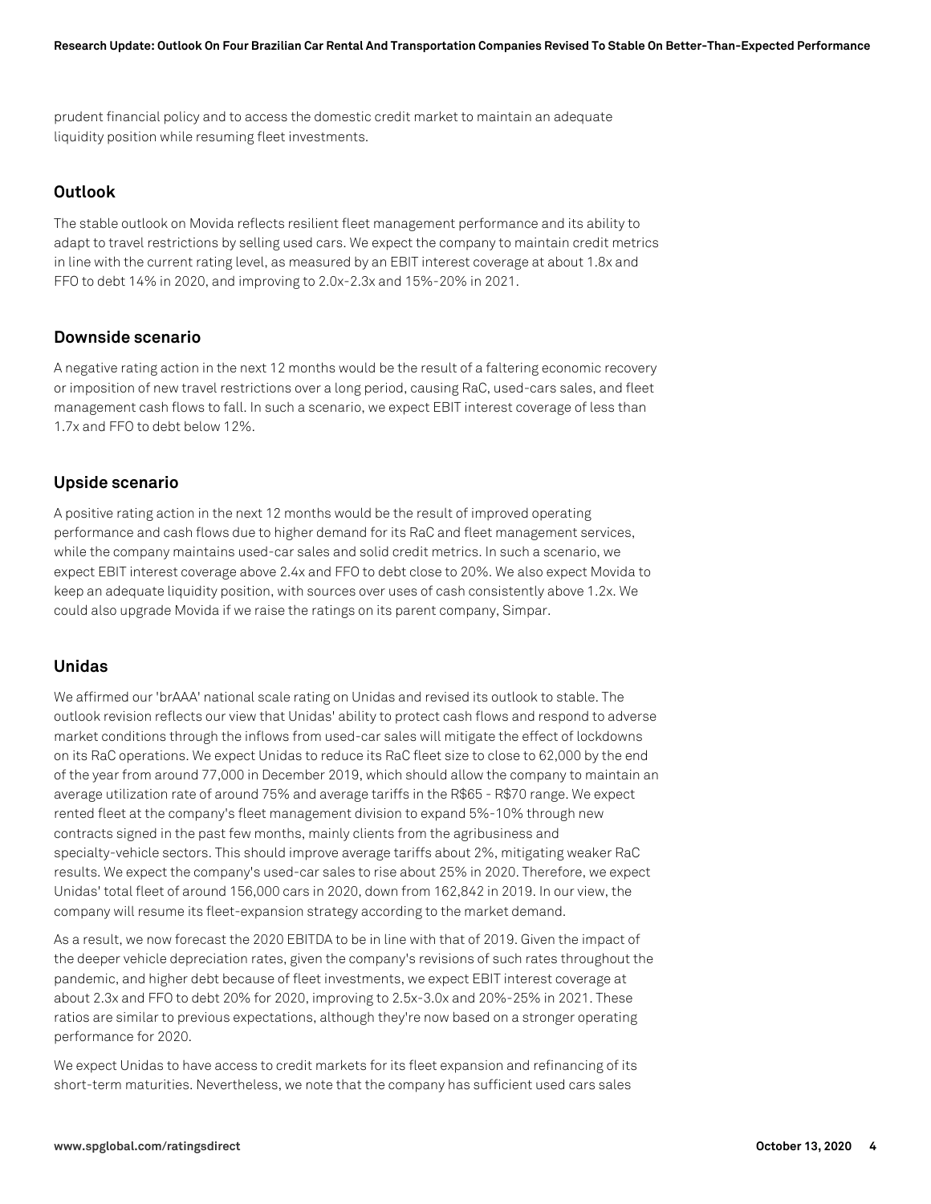prudent financial policy and to access the domestic credit market to maintain an adequate liquidity position while resuming fleet investments.

## Outlook

The stable outlook on Movida reflects resilient fleet management performance and its ability to adapt to travel restrictions by selling used cars. We expect the company to maintain credit metrics in line with the current rating level, as measured by an EBIT interest coverage at about 1.8x and FFO to debt 14% in 2020, and improving to 2.0x-2.3x and 15%-20% in 2021.

## Downside scenario

A negative rating action in the next 12 months would be the result of a faltering economic recovery or imposition of new travel restrictions over a long period, causing RaC, used-cars sales, and fleet management cash flows to fall. In such a scenario, we expect EBIT interest coverage of less than 1.7x and FFO to debt below 12%.

## Upside scenario

A positive rating action in the next 12 months would be the result of improved operating performance and cash flows due to higher demand for its RaC and fleet management services, while the company maintains used-car sales and solid credit metrics. In such a scenario, we expect EBIT interest coverage above 2.4x and FFO to debt close to 20%. We also expect Movida to keep an adequate liquidity position, with sources over uses of cash consistently above 1.2x. We could also upgrade Movida if we raise the ratings on its parent company, Simpar.

## Unidas

We affirmed our 'brAAA' national scale rating on Unidas and revised its outlook to stable. The outlook revision reflects our view that Unidas' ability to protect cash flows and respond to adverse market conditions through the inflows from used-car sales will mitigate the effect of lockdowns on its RaC operations. We expect Unidas to reduce its RaC fleet size to close to 62,000 by the end of the year from around 77,000 in December 2019, which should allow the company to maintain an average utilization rate of around 75% and average tariffs in the R$65 - R$70 range. We expect rented fleet at the company's fleet management division to expand 5%-10% through new contracts signed in the past few months, mainly clients from the agribusiness and specialty-vehicle sectors. This should improve average tariffs about 2%, mitigating weaker RaC results. We expect the company's used-car sales to rise about 25% in 2020. Therefore, we expect Unidas' total fleet of around 156,000 cars in 2020, down from 162,842 in 2019. In our view, the company will resume its fleet-expansion strategy according to the market demand.

As a result, we now forecast the 2020 EBITDA to be in line with that of 2019. Given the impact of the deeper vehicle depreciation rates, given the company's revisions of such rates throughout the pandemic, and higher debt because of fleet investments, we expect EBIT interest coverage at about 2.3x and FFO to debt 20% for 2020, improving to 2.5x-3.0x and 20%-25% in 2021. These ratios are similar to previous expectations, although they're now based on a stronger operating performance for 2020.

We expect Unidas to have access to credit markets for its fleet expansion and refinancing of its short-term maturities. Nevertheless, we note that the company has sufficient used cars sales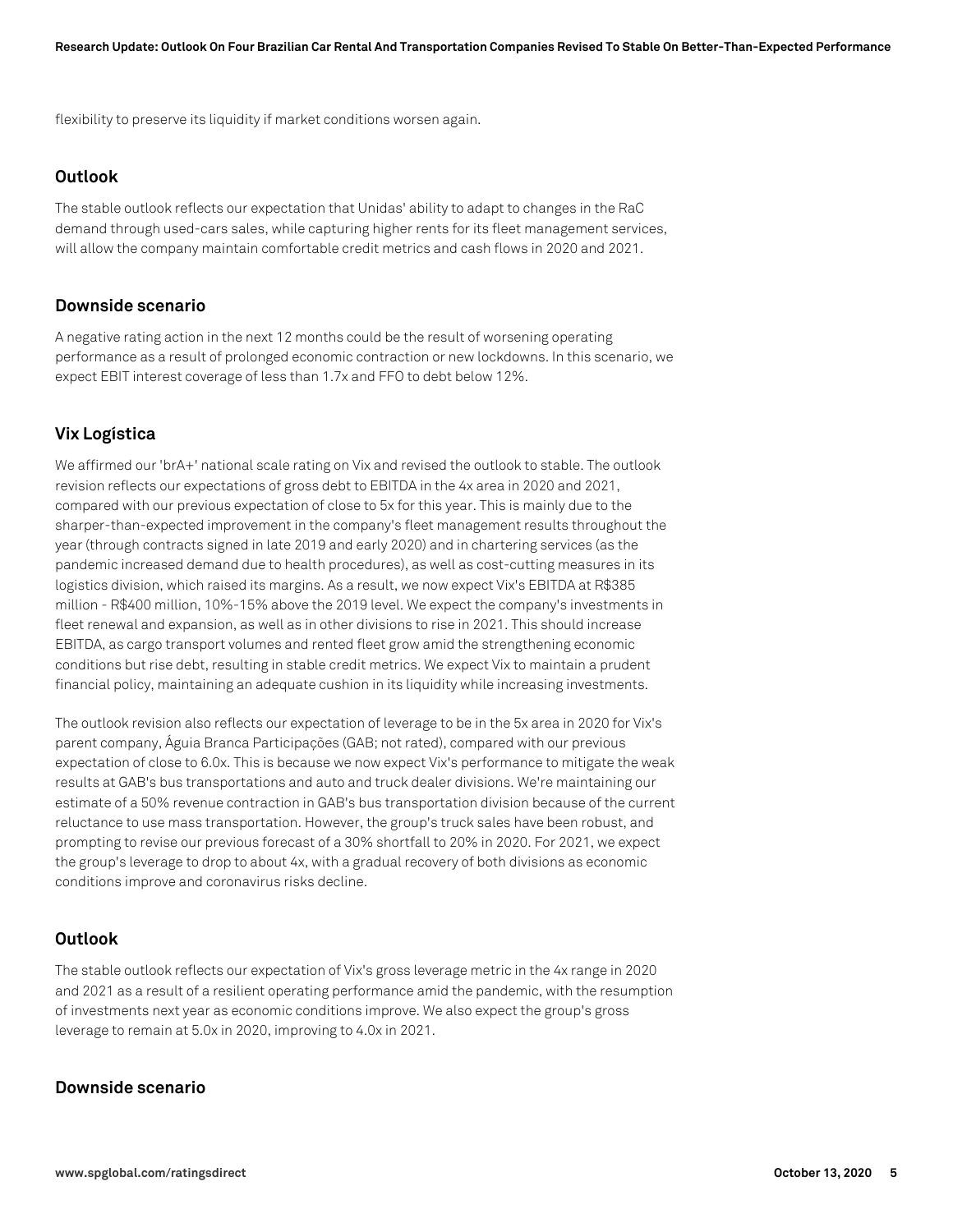flexibility to preserve its liquidity if market conditions worsen again.

### Outlook

The stable outlook reflects our expectation that Unidas' ability to adapt to changes in the RaC demand through used-cars sales, while capturing higher rents for its fleet management services, will allow the company maintain comfortable credit metrics and cash flows in 2020 and 2021.

### Downside scenario

A negative rating action in the next 12 months could be the result of worsening operating performance as a result of prolonged economic contraction or new lockdowns. In this scenario, we expect EBIT interest coverage of less than 1.7x and FFO to debt below 12%.

## Vix Logística

We affirmed our 'brA+' national scale rating on Vix and revised the outlook to stable. The outlook revision reflects our expectations of gross debt to EBITDA in the 4x area in 2020 and 2021, compared with our previous expectation of close to 5x for this year. This is mainly due to the sharper-than-expected improvement in the company's fleet management results throughout the year (through contracts signed in late 2019 and early 2020) and in chartering services (as the pandemic increased demand due to health procedures), as well as cost-cutting measures in its logistics division, which raised its margins. As a result, we now expect Vix's EBITDA at R$385 million - R$400 million, 10%-15% above the 2019 level. We expect the company's investments in fleet renewal and expansion, as well as in other divisions to rise in 2021. This should increase EBITDA, as cargo transport volumes and rented fleet grow amid the strengthening economic conditions but rise debt, resulting in stable credit metrics. We expect Vix to maintain a prudent financial policy, maintaining an adequate cushion in its liquidity while increasing investments.

The outlook revision also reflects our expectation of leverage to be in the 5x area in 2020 for Vix's parent company, Águia Branca Participações (GAB; not rated), compared with our previous expectation of close to 6.0x. This is because we now expect Vix's performance to mitigate the weak results at GAB's bus transportations and auto and truck dealer divisions. We're maintaining our estimate of a 50% revenue contraction in GAB's bus transportation division because of the current reluctance to use mass transportation. However, the group's truck sales have been robust, and prompting to revise our previous forecast of a 30% shortfall to 20% in 2020. For 2021, we expect the group's leverage to drop to about 4x, with a gradual recovery of both divisions as economic conditions improve and coronavirus risks decline.

### Outlook

The stable outlook reflects our expectation of Vix's gross leverage metric in the 4x range in 2020 and 2021 as a result of a resilient operating performance amid the pandemic, with the resumption of investments next year as economic conditions improve. We also expect the group's gross leverage to remain at 5.0x in 2020, improving to 4.0x in 2021.

### Downside scenario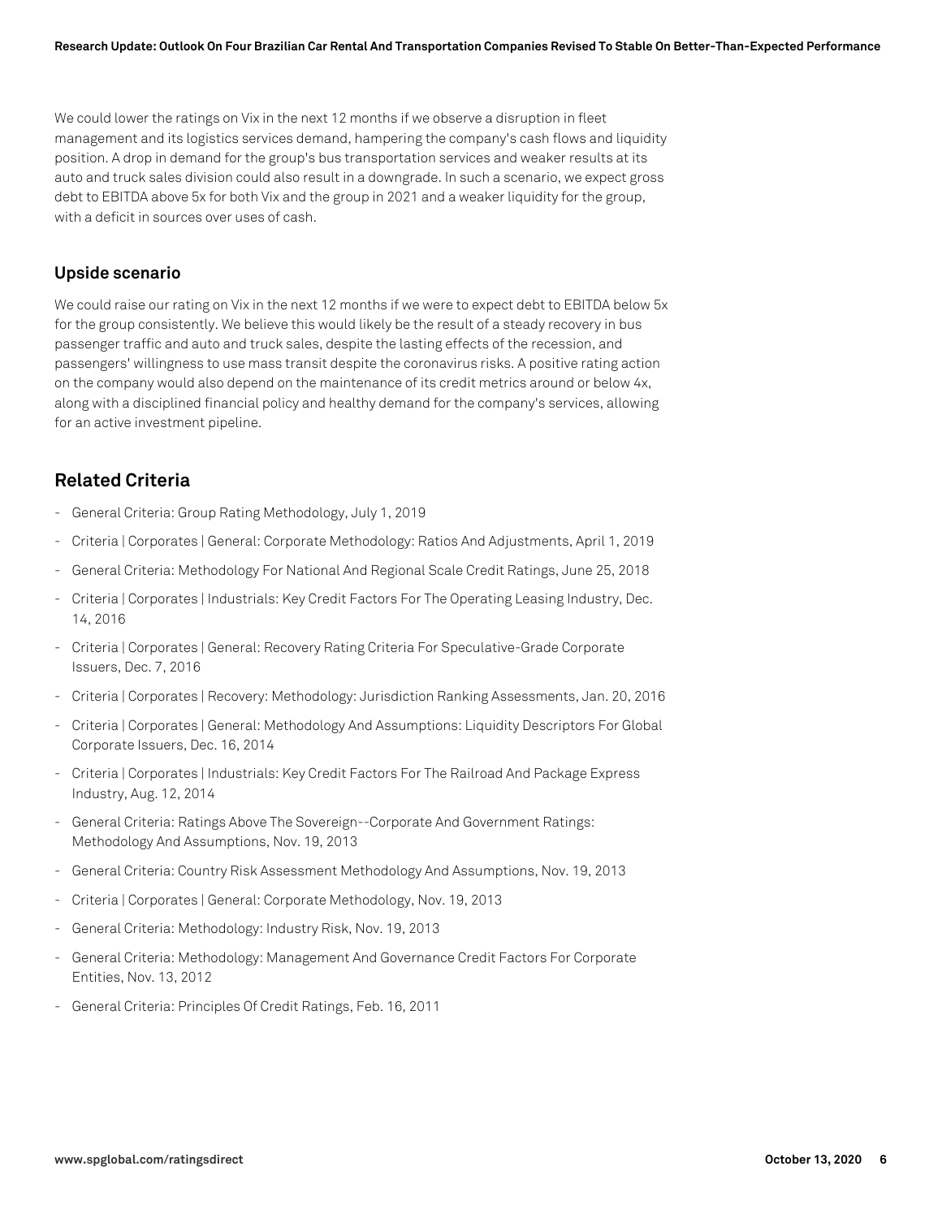We could lower the ratings on Vix in the next 12 months if we observe a disruption in fleet management and its logistics services demand, hampering the company's cash flows and liquidity position. A drop in demand for the group's bus transportation services and weaker results at its auto and truck sales division could also result in a downgrade. In such a scenario, we expect gross debt to EBITDA above 5x for both Vix and the group in 2021 and a weaker liquidity for the group, with a deficit in sources over uses of cash.

### Upside scenario

We could raise our rating on Vix in the next 12 months if we were to expect debt to EBITDA below 5x for the group consistently. We believe this would likely be the result of a steady recovery in bus passenger traffic and auto and truck sales, despite the lasting effects of the recession, and passengers' willingness to use mass transit despite the coronavirus risks. A positive rating action on the company would also depend on the maintenance of its credit metrics around or below 4x, along with a disciplined financial policy and healthy demand for the company's services, allowing for an active investment pipeline.

## Related Criteria

- General Criteria: Group Rating Methodology, July 1, 2019
- Criteria | Corporates | General: Corporate Methodology: Ratios And Adjustments, April 1, 2019
- General Criteria: Methodology For National And Regional Scale Credit Ratings, June 25, 2018
- Criteria | Corporates | Industrials: Key Credit Factors For The Operating Leasing Industry, Dec. 14, 2016
- Criteria | Corporates | General: Recovery Rating Criteria For Speculative-Grade Corporate Issuers, Dec. 7, 2016
- Criteria | Corporates | Recovery: Methodology: Jurisdiction Ranking Assessments, Jan. 20, 2016
- Criteria | Corporates | General: Methodology And Assumptions: Liquidity Descriptors For Global Corporate Issuers, Dec. 16, 2014
- Criteria | Corporates | Industrials: Key Credit Factors For The Railroad And Package Express Industry, Aug. 12, 2014
- General Criteria: Ratings Above The Sovereign--Corporate And Government Ratings: Methodology And Assumptions, Nov. 19, 2013
- General Criteria: Country Risk Assessment Methodology And Assumptions, Nov. 19, 2013
- Criteria | Corporates | General: Corporate Methodology, Nov. 19, 2013
- General Criteria: Methodology: Industry Risk, Nov. 19, 2013
- General Criteria: Methodology: Management And Governance Credit Factors For Corporate Entities, Nov. 13, 2012
- General Criteria: Principles Of Credit Ratings, Feb. 16, 2011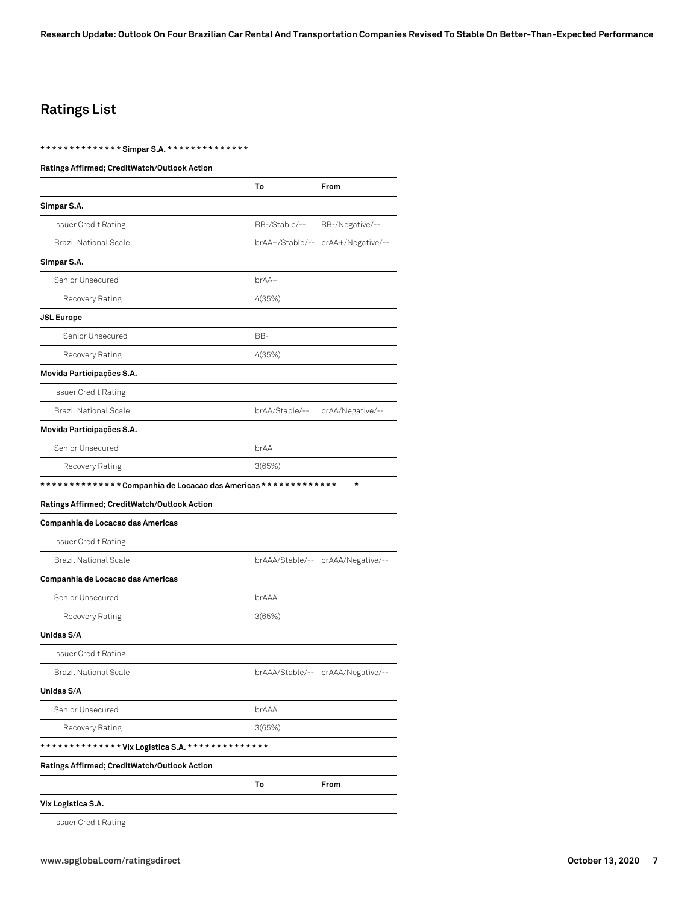## Ratings List

************** Simpar S.A. **************

| Ratings Affirmed; CreditWatch/Outlook Action | | |
|---|---|---|
| | **To** | **From** |
| **Simpar S.A.** | | |
| Issuer Credit Rating | BB-/Stable/-- | BB-/Negative/-- |
| Brazil National Scale | brAA+/Stable/-- | brAA+/Negative/-- |
| **Simpar S.A.** | | |
| Senior Unsecured | brAA+ | |
| Recovery Rating | 4(35%) | |
| **JSL Europe** | | |
| Senior Unsecured | BB- | |
| Recovery Rating | 4(35%) | |
| **Movida Participações S.A.** | | |
| Issuer Credit Rating | | |
| Brazil National Scale | brAA/Stable/-- | brAA/Negative/-- |
| **Movida Participações S.A.** | | |
| Senior Unsecured | brAA | |
| Recovery Rating | 3(65%) | |

************** Companhia de Locacao das Americas ************** *

| Ratings Affirmed; CreditWatch/Outlook Action | | |
|---|---|---|
| **Companhia de Locacao das Americas** | | |
| Issuer Credit Rating | | |
| Brazil National Scale | brAAA/Stable/-- | brAAA/Negative/-- |
| **Companhia de Locacao das Americas** | | |
| Senior Unsecured | brAAA | |
| Recovery Rating | 3(65%) | |
| **Unidas S/A** | | |
| Issuer Credit Rating | | |
| Brazil National Scale | brAAA/Stable/-- | brAAA/Negative/-- |
| **Unidas S/A** | | |
| Senior Unsecured | brAAA | |
| Recovery Rating | 3(65%) | |

************** Vix Logistica S.A. **************

| Ratings Affirmed; CreditWatch/Outlook Action | | |
|---|---|---|
| | **To** | **From** |
| **Vix Logistica S.A.** | | |
| Issuer Credit Rating | | |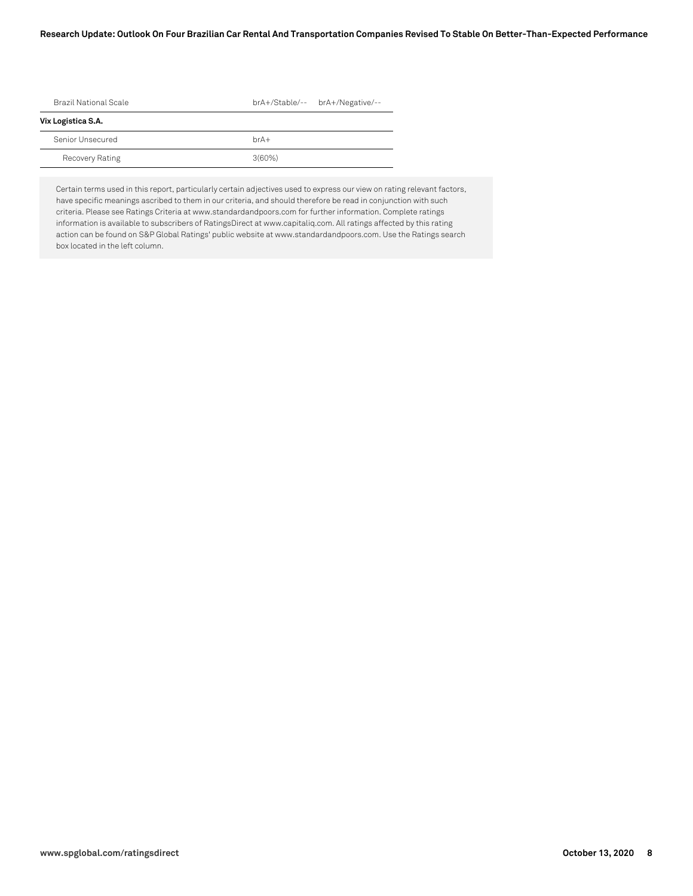| | | |
|---|---|---|
| Brazil National Scale | brA+/Stable/-- | brA+/Negative/-- |
| **Vix Logistica S.A.** | | |
| Senior Unsecured | brA+ | |
| Recovery Rating | 3(60%) | |

Certain terms used in this report, particularly certain adjectives used to express our view on rating relevant factors, have specific meanings ascribed to them in our criteria, and should therefore be read in conjunction with such criteria. Please see Ratings Criteria at www.standardandpoors.com for further information. Complete ratings information is available to subscribers of RatingsDirect at www.capitaliq.com. All ratings affected by this rating action can be found on S&P Global Ratings' public website at www.standardandpoors.com. Use the Ratings search box located in the left column.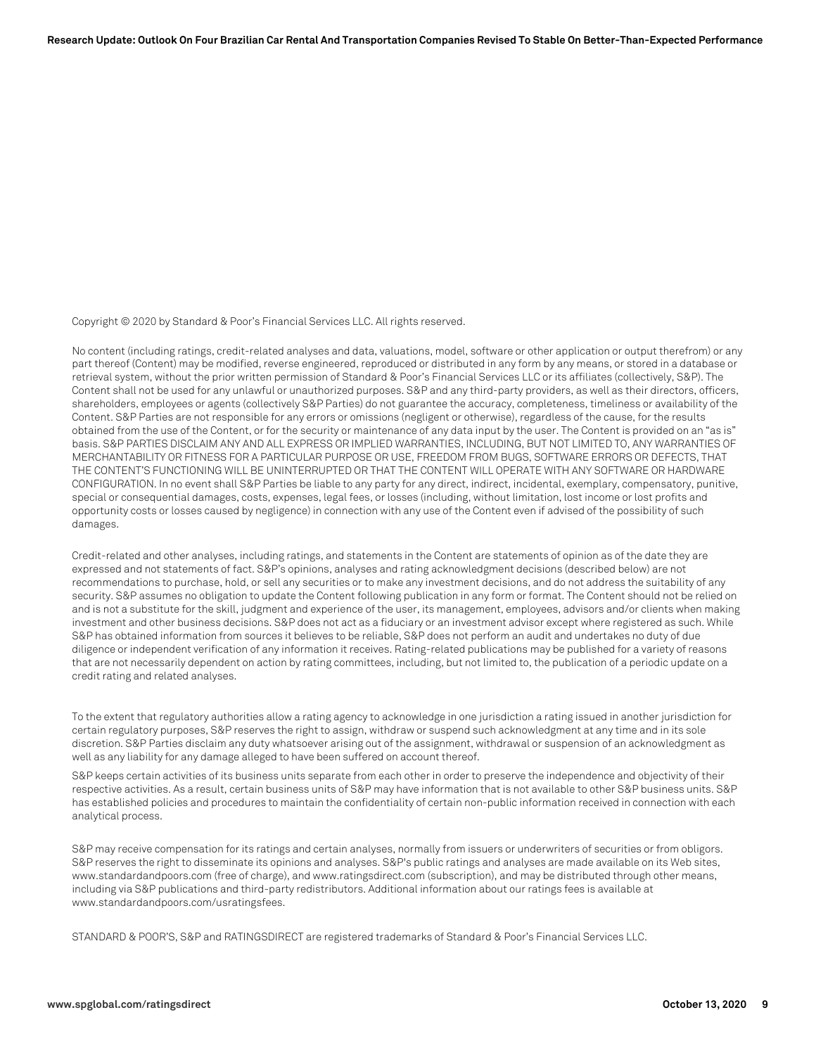Copyright © 2020 by Standard & Poor's Financial Services LLC. All rights reserved.

No content (including ratings, credit-related analyses and data, valuations, model, software or other application or output therefrom) or any part thereof (Content) may be modified, reverse engineered, reproduced or distributed in any form by any means, or stored in a database or retrieval system, without the prior written permission of Standard & Poor's Financial Services LLC or its affiliates (collectively, S&P). The Content shall not be used for any unlawful or unauthorized purposes. S&P and any third-party providers, as well as their directors, officers, shareholders, employees or agents (collectively S&P Parties) do not guarantee the accuracy, completeness, timeliness or availability of the Content. S&P Parties are not responsible for any errors or omissions (negligent or otherwise), regardless of the cause, for the results obtained from the use of the Content, or for the security or maintenance of any data input by the user. The Content is provided on an "as is" basis. S&P PARTIES DISCLAIM ANY AND ALL EXPRESS OR IMPLIED WARRANTIES, INCLUDING, BUT NOT LIMITED TO, ANY WARRANTIES OF MERCHANTABILITY OR FITNESS FOR A PARTICULAR PURPOSE OR USE, FREEDOM FROM BUGS, SOFTWARE ERRORS OR DEFECTS, THAT THE CONTENT'S FUNCTIONING WILL BE UNINTERRUPTED OR THAT THE CONTENT WILL OPERATE WITH ANY SOFTWARE OR HARDWARE CONFIGURATION. In no event shall S&P Parties be liable to any party for any direct, indirect, incidental, exemplary, compensatory, punitive, special or consequential damages, costs, expenses, legal fees, or losses (including, without limitation, lost income or lost profits and opportunity costs or losses caused by negligence) in connection with any use of the Content even if advised of the possibility of such damages.

Credit-related and other analyses, including ratings, and statements in the Content are statements of opinion as of the date they are expressed and not statements of fact. S&P's opinions, analyses and rating acknowledgment decisions (described below) are not recommendations to purchase, hold, or sell any securities or to make any investment decisions, and do not address the suitability of any security. S&P assumes no obligation to update the Content following publication in any form or format. The Content should not be relied on and is not a substitute for the skill, judgment and experience of the user, its management, employees, advisors and/or clients when making investment and other business decisions. S&P does not act as a fiduciary or an investment advisor except where registered as such. While S&P has obtained information from sources it believes to be reliable, S&P does not perform an audit and undertakes no duty of due diligence or independent verification of any information it receives. Rating-related publications may be published for a variety of reasons that are not necessarily dependent on action by rating committees, including, but not limited to, the publication of a periodic update on a credit rating and related analyses.

To the extent that regulatory authorities allow a rating agency to acknowledge in one jurisdiction a rating issued in another jurisdiction for certain regulatory purposes, S&P reserves the right to assign, withdraw or suspend such acknowledgment at any time and in its sole discretion. S&P Parties disclaim any duty whatsoever arising out of the assignment, withdrawal or suspension of an acknowledgment as well as any liability for any damage alleged to have been suffered on account thereof.

S&P keeps certain activities of its business units separate from each other in order to preserve the independence and objectivity of their respective activities. As a result, certain business units of S&P may have information that is not available to other S&P business units. S&P has established policies and procedures to maintain the confidentiality of certain non-public information received in connection with each analytical process.

S&P may receive compensation for its ratings and certain analyses, normally from issuers or underwriters of securities or from obligors. S&P reserves the right to disseminate its opinions and analyses. S&P's public ratings and analyses are made available on its Web sites, www.standardandpoors.com (free of charge), and www.ratingsdirect.com (subscription), and may be distributed through other means, including via S&P publications and third-party redistributors. Additional information about our ratings fees is available at www.standardandpoors.com/usratingsfees.

STANDARD & POOR'S, S&P and RATINGSDIRECT are registered trademarks of Standard & Poor's Financial Services LLC.